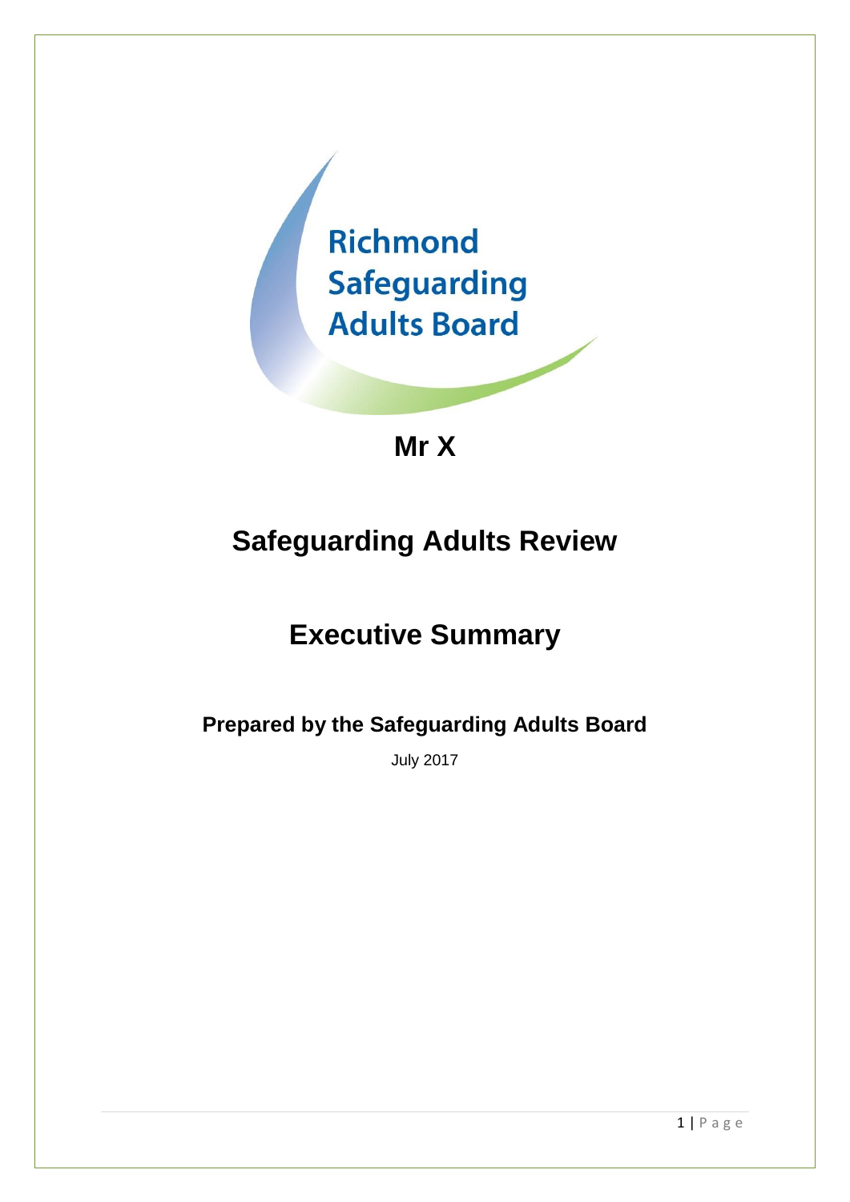Richmond Safeguarding Adults Board

# Mr X

# Safeguarding Adults Review

# Executive Summary

### Prepared by the Safeguarding Adults Board

July 2017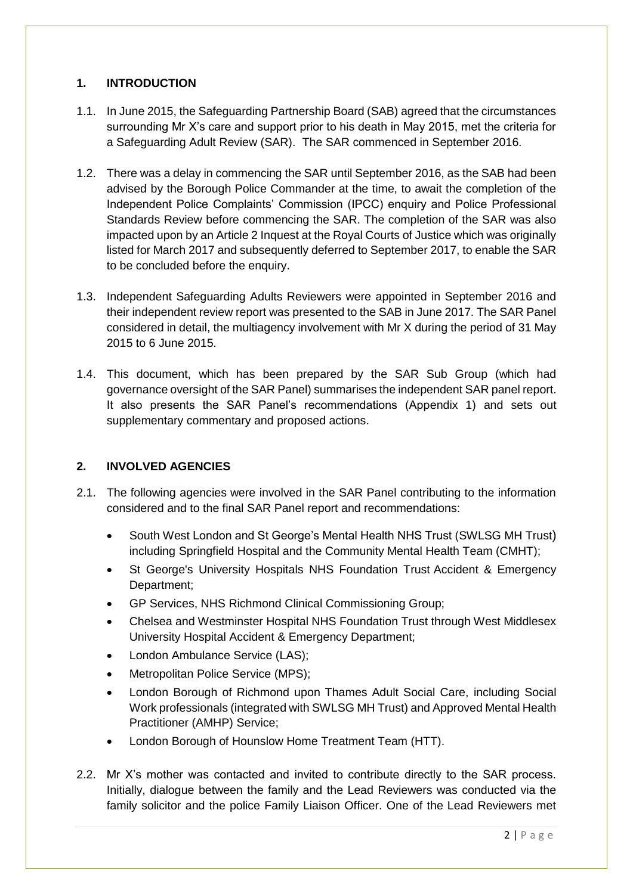## 1. INTRODUCTION

1.1. In June 2015, the Safeguarding Partnership Board (SAB) agreed that the circumstances surrounding Mr X's care and support prior to his death in May 2015, met the criteria for a Safeguarding Adult Review (SAR). The SAR commenced in September 2016.

1.2. There was a delay in commencing the SAR until September 2016, as the SAB had been advised by the Borough Police Commander at the time, to await the completion of the Independent Police Complaints' Commission (IPCC) enquiry and Police Professional Standards Review before commencing the SAR. The completion of the SAR was also impacted upon by an Article 2 Inquest at the Royal Courts of Justice which was originally listed for March 2017 and subsequently deferred to September 2017, to enable the SAR to be concluded before the enquiry.

1.3. Independent Safeguarding Adults Reviewers were appointed in September 2016 and their independent review report was presented to the SAB in June 2017. The SAR Panel considered in detail, the multiagency involvement with Mr X during the period of 31 May 2015 to 6 June 2015.

1.4. This document, which has been prepared by the SAR Sub Group (which had governance oversight of the SAR Panel) summarises the independent SAR panel report. It also presents the SAR Panel's recommendations (Appendix 1) and sets out supplementary commentary and proposed actions.

## 2. INVOLVED AGENCIES

2.1. The following agencies were involved in the SAR Panel contributing to the information considered and to the final SAR Panel report and recommendations:

- South West London and St George's Mental Health NHS Trust (SWLSG MH Trust) including Springfield Hospital and the Community Mental Health Team (CMHT);
- St George's University Hospitals NHS Foundation Trust Accident & Emergency Department;
- GP Services, NHS Richmond Clinical Commissioning Group;
- Chelsea and Westminster Hospital NHS Foundation Trust through West Middlesex University Hospital Accident & Emergency Department;
- London Ambulance Service (LAS);
- Metropolitan Police Service (MPS);
- London Borough of Richmond upon Thames Adult Social Care, including Social Work professionals (integrated with SWLSG MH Trust) and Approved Mental Health Practitioner (AMHP) Service;
- London Borough of Hounslow Home Treatment Team (HTT).

2.2. Mr X's mother was contacted and invited to contribute directly to the SAR process. Initially, dialogue between the family and the Lead Reviewers was conducted via the family solicitor and the police Family Liaison Officer. One of the Lead Reviewers met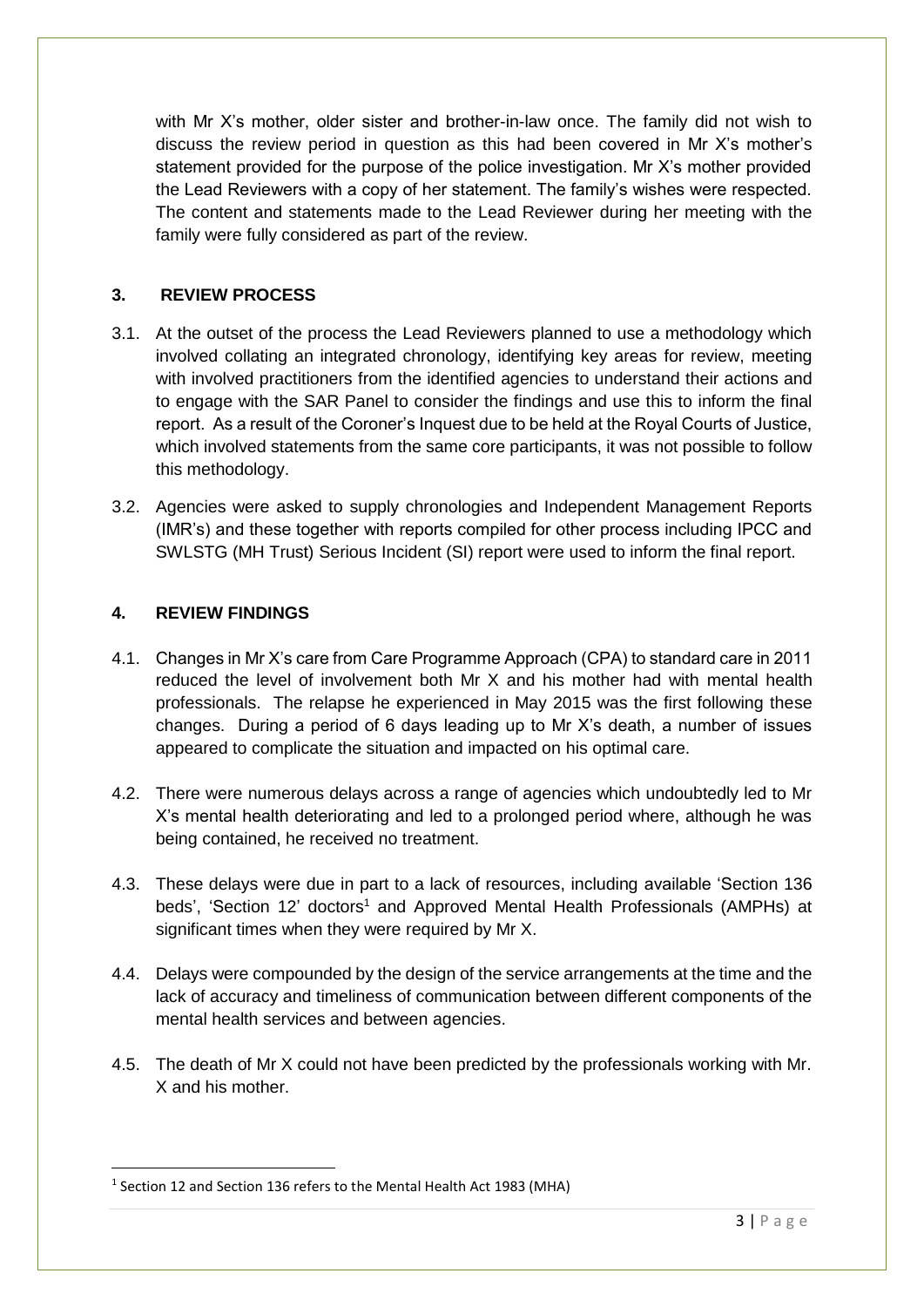with Mr X's mother, older sister and brother-in-law once. The family did not wish to discuss the review period in question as this had been covered in Mr X's mother's statement provided for the purpose of the police investigation. Mr X's mother provided the Lead Reviewers with a copy of her statement. The family's wishes were respected. The content and statements made to the Lead Reviewer during her meeting with the family were fully considered as part of the review.

## 3. REVIEW PROCESS

3.1. At the outset of the process the Lead Reviewers planned to use a methodology which involved collating an integrated chronology, identifying key areas for review, meeting with involved practitioners from the identified agencies to understand their actions and to engage with the SAR Panel to consider the findings and use this to inform the final report. As a result of the Coroner's Inquest due to be held at the Royal Courts of Justice, which involved statements from the same core participants, it was not possible to follow this methodology.

3.2. Agencies were asked to supply chronologies and Independent Management Reports (IMR's) and these together with reports compiled for other process including IPCC and SWLSTG (MH Trust) Serious Incident (SI) report were used to inform the final report.

## 4. REVIEW FINDINGS

4.1. Changes in Mr X's care from Care Programme Approach (CPA) to standard care in 2011 reduced the level of involvement both Mr X and his mother had with mental health professionals. The relapse he experienced in May 2015 was the first following these changes. During a period of 6 days leading up to Mr X's death, a number of issues appeared to complicate the situation and impacted on his optimal care.

4.2. There were numerous delays across a range of agencies which undoubtedly led to Mr X's mental health deteriorating and led to a prolonged period where, although he was being contained, he received no treatment.

4.3. These delays were due in part to a lack of resources, including available 'Section 136 beds', 'Section 12' doctors[1] and Approved Mental Health Professionals (AMPHs) at significant times when they were required by Mr X.

4.4. Delays were compounded by the design of the service arrangements at the time and the lack of accuracy and timeliness of communication between different components of the mental health services and between agencies.

4.5. The death of Mr X could not have been predicted by the professionals working with Mr. X and his mother.

---

[1] Section 12 and Section 136 refers to the Mental Health Act 1983 (MHA)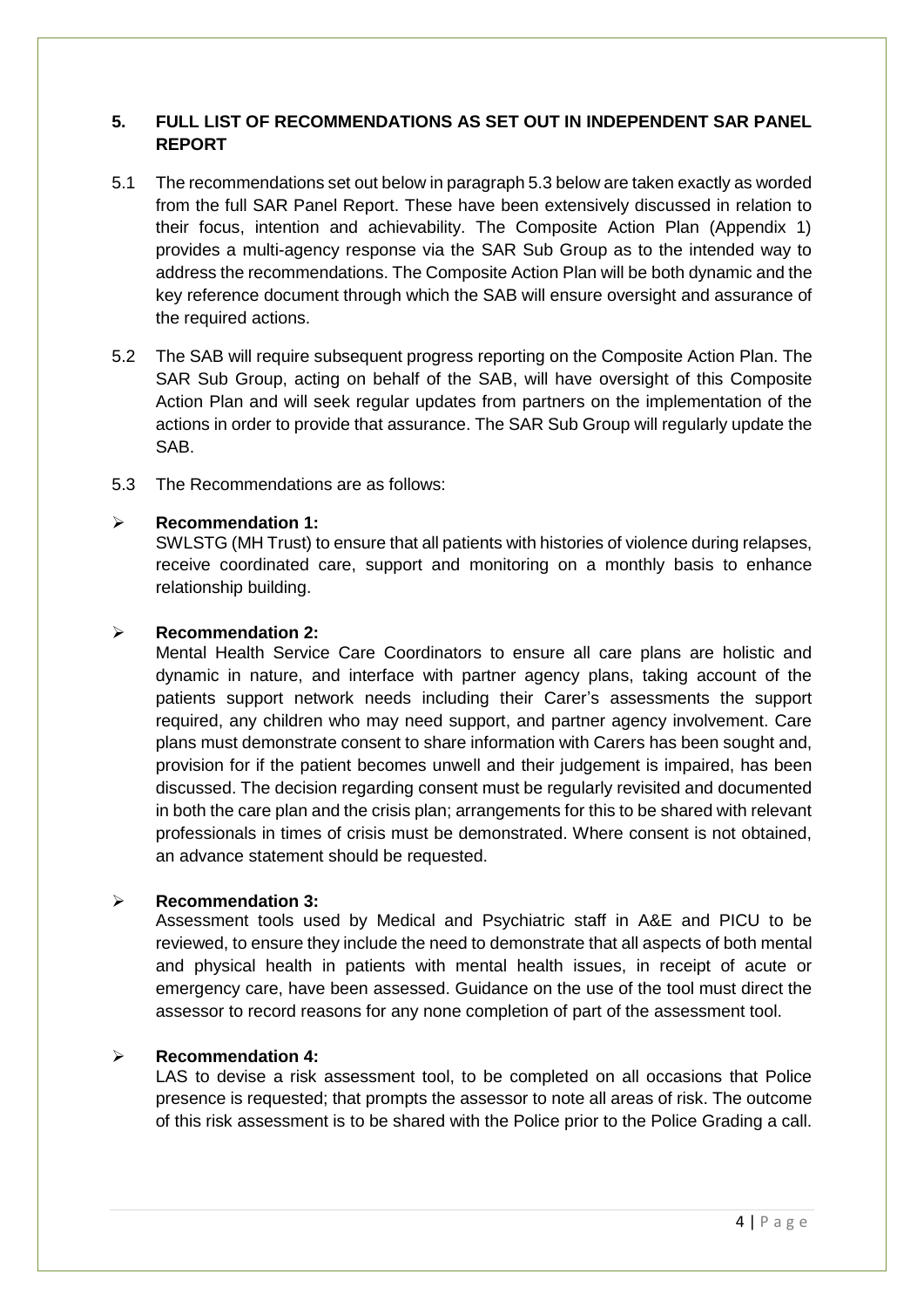## 5. FULL LIST OF RECOMMENDATIONS AS SET OUT IN INDEPENDENT SAR PANEL REPORT

5.1 The recommendations set out below in paragraph 5.3 below are taken exactly as worded from the full SAR Panel Report. These have been extensively discussed in relation to their focus, intention and achievability. The Composite Action Plan (Appendix 1) provides a multi-agency response via the SAR Sub Group as to the intended way to address the recommendations. The Composite Action Plan will be both dynamic and the key reference document through which the SAB will ensure oversight and assurance of the required actions.

5.2 The SAB will require subsequent progress reporting on the Composite Action Plan. The SAR Sub Group, acting on behalf of the SAB, will have oversight of this Composite Action Plan and will seek regular updates from partners on the implementation of the actions in order to provide that assurance. The SAR Sub Group will regularly update the SAB.

5.3 The Recommendations are as follows:

- **Recommendation 1:**
  SWLSTG (MH Trust) to ensure that all patients with histories of violence during relapses, receive coordinated care, support and monitoring on a monthly basis to enhance relationship building.

- **Recommendation 2:**
  Mental Health Service Care Coordinators to ensure all care plans are holistic and dynamic in nature, and interface with partner agency plans, taking account of the patients support network needs including their Carer's assessments the support required, any children who may need support, and partner agency involvement. Care plans must demonstrate consent to share information with Carers has been sought and, provision for if the patient becomes unwell and their judgement is impaired, has been discussed. The decision regarding consent must be regularly revisited and documented in both the care plan and the crisis plan; arrangements for this to be shared with relevant professionals in times of crisis must be demonstrated. Where consent is not obtained, an advance statement should be requested.

- **Recommendation 3:**
  Assessment tools used by Medical and Psychiatric staff in A&E and PICU to be reviewed, to ensure they include the need to demonstrate that all aspects of both mental and physical health in patients with mental health issues, in receipt of acute or emergency care, have been assessed. Guidance on the use of the tool must direct the assessor to record reasons for any none completion of part of the assessment tool.

- **Recommendation 4:**
  LAS to devise a risk assessment tool, to be completed on all occasions that Police presence is requested; that prompts the assessor to note all areas of risk. The outcome of this risk assessment is to be shared with the Police prior to the Police Grading a call.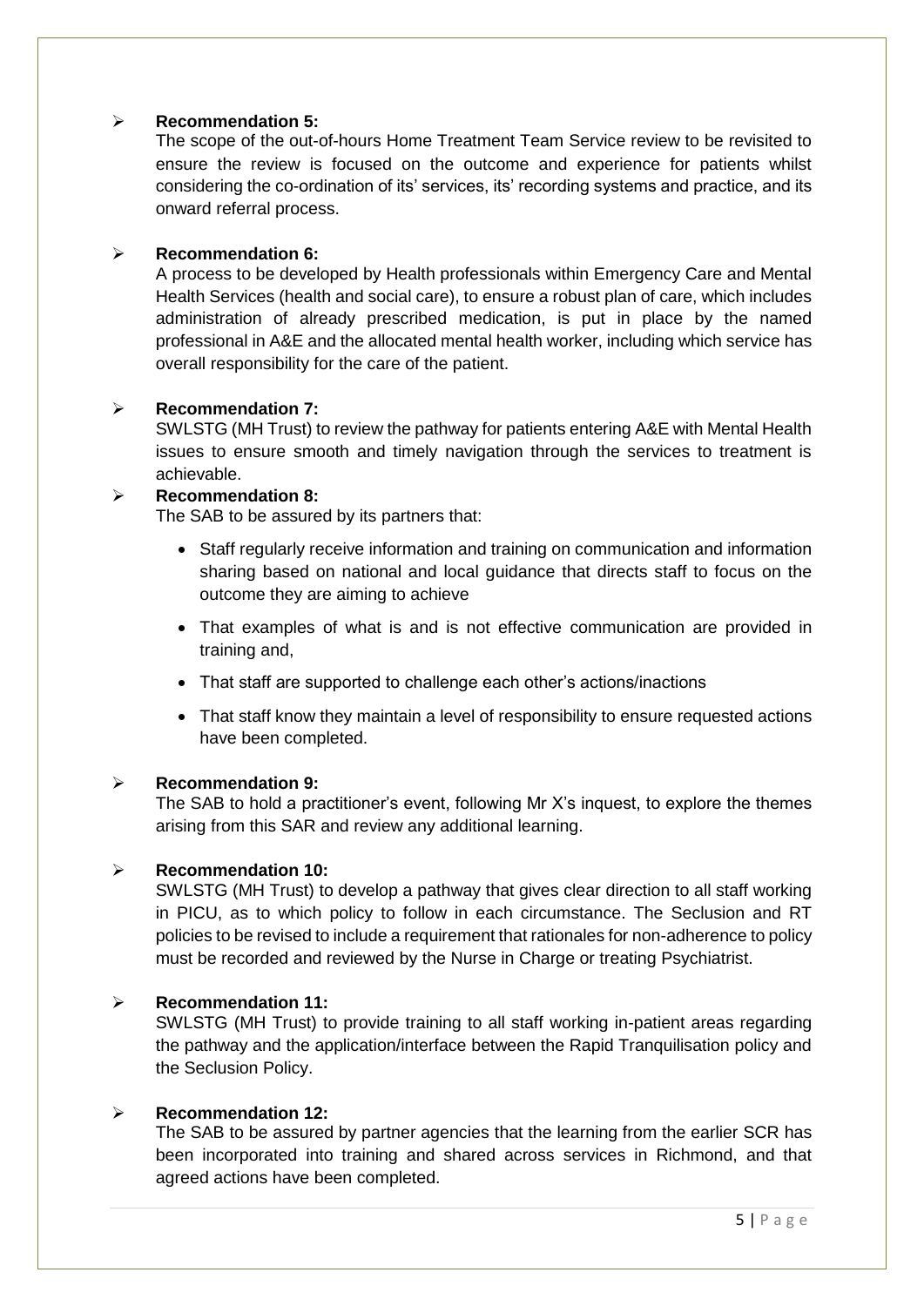- **Recommendation 5:**

  The scope of the out-of-hours Home Treatment Team Service review to be revisited to ensure the review is focused on the outcome and experience for patients whilst considering the co-ordination of its' services, its' recording systems and practice, and its onward referral process.

- **Recommendation 6:**

  A process to be developed by Health professionals within Emergency Care and Mental Health Services (health and social care), to ensure a robust plan of care, which includes administration of already prescribed medication, is put in place by the named professional in A&E and the allocated mental health worker, including which service has overall responsibility for the care of the patient.

- **Recommendation 7:**

  SWLSTG (MH Trust) to review the pathway for patients entering A&E with Mental Health issues to ensure smooth and timely navigation through the services to treatment is achievable.

- **Recommendation 8:**

  The SAB to be assured by its partners that:

  - Staff regularly receive information and training on communication and information sharing based on national and local guidance that directs staff to focus on the outcome they are aiming to achieve
  - That examples of what is and is not effective communication are provided in training and,
  - That staff are supported to challenge each other's actions/inactions
  - That staff know they maintain a level of responsibility to ensure requested actions have been completed.

- **Recommendation 9:**

  The SAB to hold a practitioner's event, following Mr X's inquest, to explore the themes arising from this SAR and review any additional learning.

- **Recommendation 10:**

  SWLSTG (MH Trust) to develop a pathway that gives clear direction to all staff working in PICU, as to which policy to follow in each circumstance. The Seclusion and RT policies to be revised to include a requirement that rationales for non-adherence to policy must be recorded and reviewed by the Nurse in Charge or treating Psychiatrist.

- **Recommendation 11:**

  SWLSTG (MH Trust) to provide training to all staff working in-patient areas regarding the pathway and the application/interface between the Rapid Tranquilisation policy and the Seclusion Policy.

- **Recommendation 12:**

  The SAB to be assured by partner agencies that the learning from the earlier SCR has been incorporated into training and shared across services in Richmond, and that agreed actions have been completed.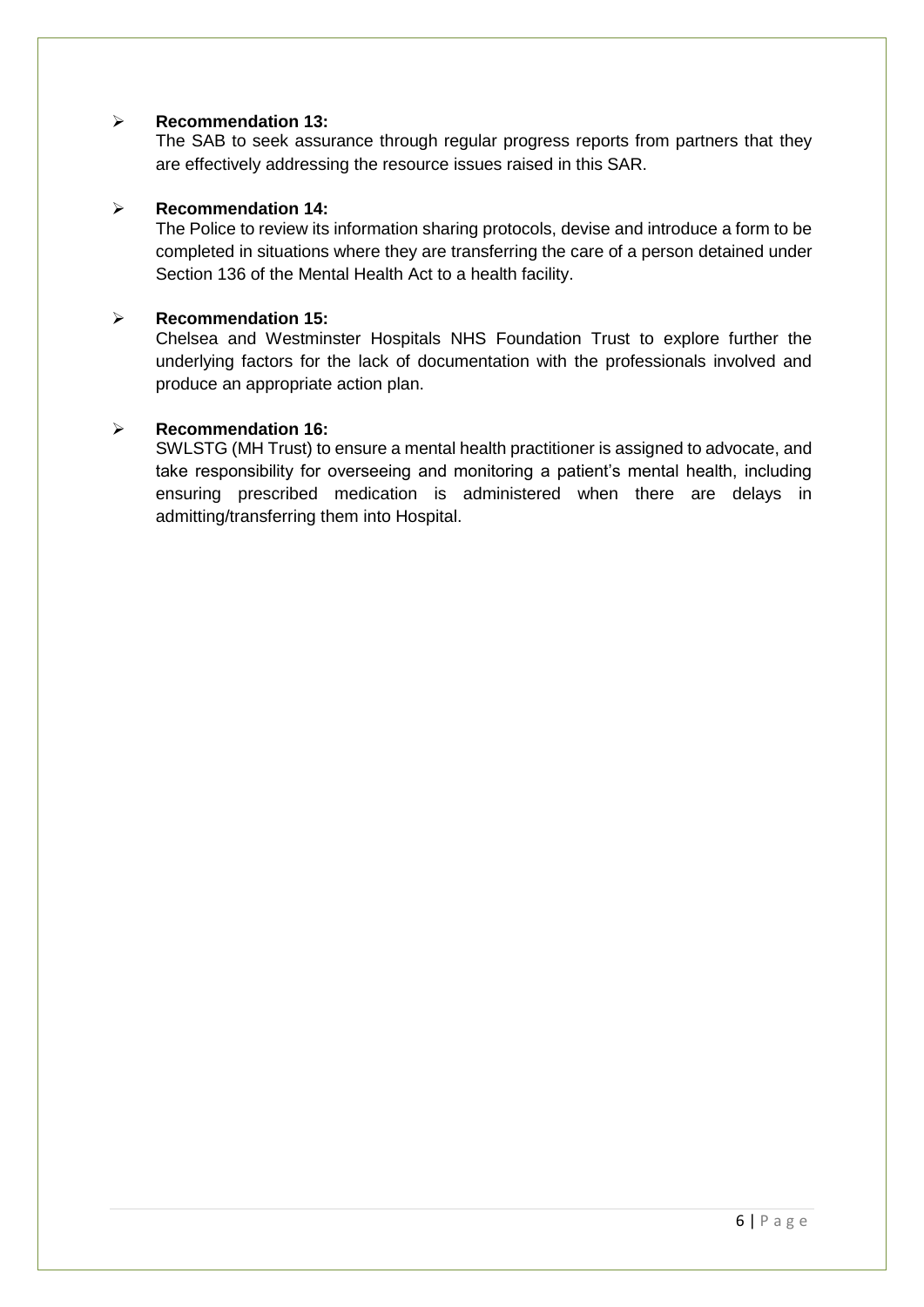- **Recommendation 13:**
  The SAB to seek assurance through regular progress reports from partners that they are effectively addressing the resource issues raised in this SAR.

- **Recommendation 14:**
  The Police to review its information sharing protocols, devise and introduce a form to be completed in situations where they are transferring the care of a person detained under Section 136 of the Mental Health Act to a health facility.

- **Recommendation 15:**
  Chelsea and Westminster Hospitals NHS Foundation Trust to explore further the underlying factors for the lack of documentation with the professionals involved and produce an appropriate action plan.

- **Recommendation 16:**
  SWLSTG (MH Trust) to ensure a mental health practitioner is assigned to advocate, and take responsibility for overseeing and monitoring a patient's mental health, including ensuring prescribed medication is administered when there are delays in admitting/transferring them into Hospital.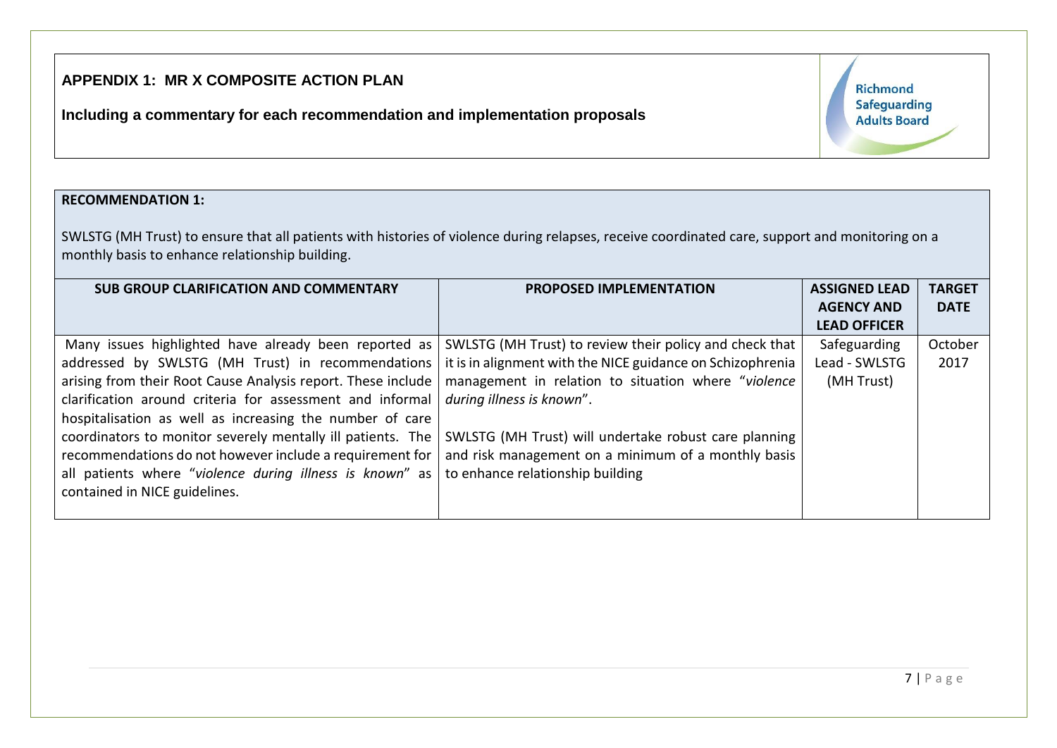**APPENDIX 1: MR X COMPOSITE ACTION PLAN**

**Including a commentary for each recommendation and implementation proposals**

Richmond Safeguarding Adults Board

**RECOMMENDATION 1:**

SWLSTG (MH Trust) to ensure that all patients with histories of violence during relapses, receive coordinated care, support and monitoring on a monthly basis to enhance relationship building.

| SUB GROUP CLARIFICATION AND COMMENTARY | PROPOSED IMPLEMENTATION | ASSIGNED LEAD AGENCY AND LEAD OFFICER | TARGET DATE |
|---|---|---|---|
| Many issues highlighted have already been reported as addressed by SWLSTG (MH Trust) in recommendations arising from their Root Cause Analysis report. These include clarification around criteria for assessment and informal hospitalisation as well as increasing the number of care coordinators to monitor severely mentally ill patients. The recommendations do not however include a requirement for all patients where "*violence during illness is known*" as contained in NICE guidelines. | SWLSTG (MH Trust) to review their policy and check that it is in alignment with the NICE guidance on Schizophrenia management in relation to situation where "*violence during illness is known*".<br><br>SWLSTG (MH Trust) will undertake robust care planning and risk management on a minimum of a monthly basis to enhance relationship building | Safeguarding Lead - SWLSTG (MH Trust) | October 2017 |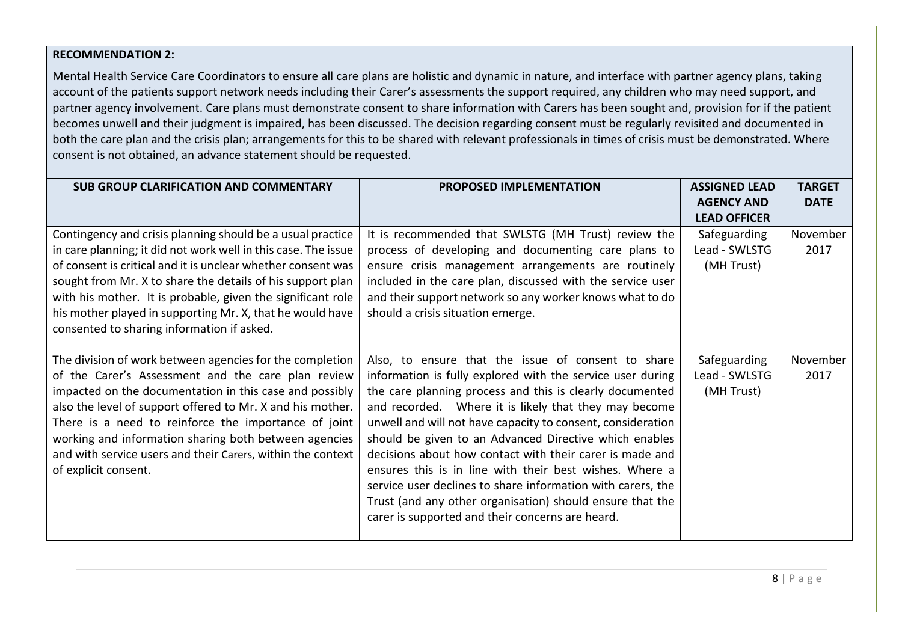**RECOMMENDATION 2:**

Mental Health Service Care Coordinators to ensure all care plans are holistic and dynamic in nature, and interface with partner agency plans, taking account of the patients support network needs including their Carer's assessments the support required, any children who may need support, and partner agency involvement. Care plans must demonstrate consent to share information with Carers has been sought and, provision for if the patient becomes unwell and their judgment is impaired, has been discussed. The decision regarding consent must be regularly revisited and documented in both the care plan and the crisis plan; arrangements for this to be shared with relevant professionals in times of crisis must be demonstrated. Where consent is not obtained, an advance statement should be requested.

| SUB GROUP CLARIFICATION AND COMMENTARY | PROPOSED IMPLEMENTATION | ASSIGNED LEAD AGENCY AND LEAD OFFICER | TARGET DATE |
|---|---|---|---|
| Contingency and crisis planning should be a usual practice in care planning; it did not work well in this case. The issue of consent is critical and it is unclear whether consent was sought from Mr. X to share the details of his support plan with his mother. It is probable, given the significant role his mother played in supporting Mr. X, that he would have consented to sharing information if asked. | It is recommended that SWLSTG (MH Trust) review the process of developing and documenting care plans to ensure crisis management arrangements are routinely included in the care plan, discussed with the service user and their support network so any worker knows what to do should a crisis situation emerge. | Safeguarding Lead - SWLSTG (MH Trust) | November 2017 |
| The division of work between agencies for the completion of the Carer's Assessment and the care plan review impacted on the documentation in this case and possibly also the level of support offered to Mr. X and his mother. There is a need to reinforce the importance of joint working and information sharing both between agencies and with service users and their Carers, within the context of explicit consent. | Also, to ensure that the issue of consent to share information is fully explored with the service user during the care planning process and this is clearly documented and recorded. Where it is likely that they may become unwell and will not have capacity to consent, consideration should be given to an Advanced Directive which enables decisions about how contact with their carer is made and ensures this is in line with their best wishes. Where a service user declines to share information with carers, the Trust (and any other organisation) should ensure that the carer is supported and their concerns are heard. | Safeguarding Lead - SWLSTG (MH Trust) | November 2017 |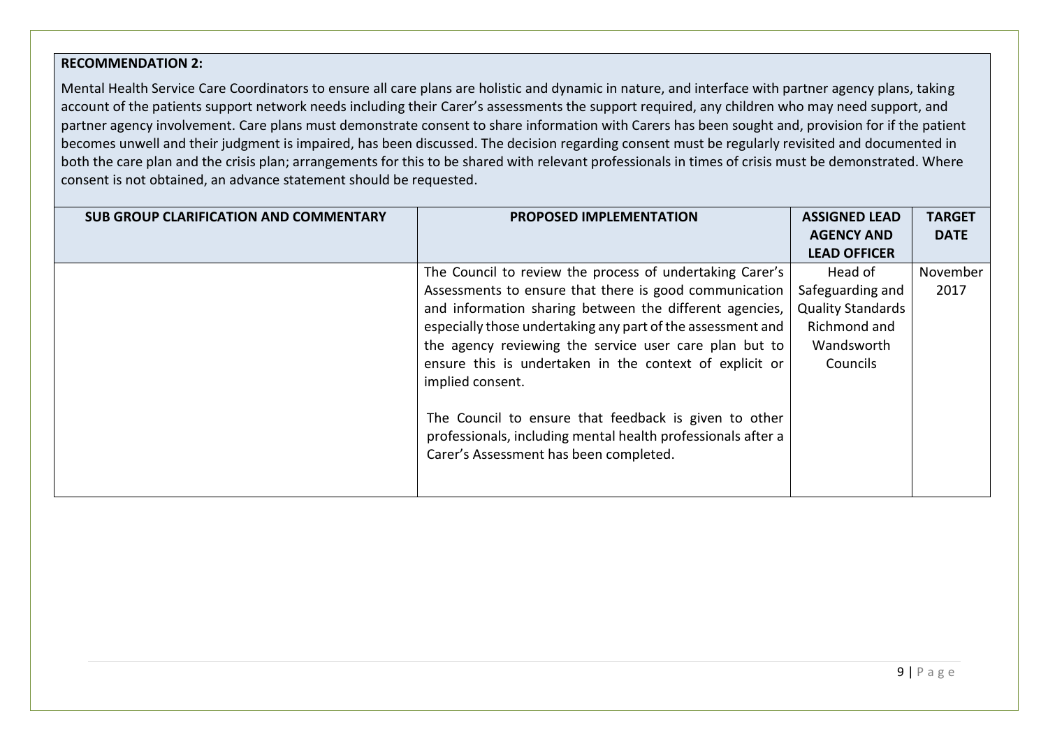**RECOMMENDATION 2:**

Mental Health Service Care Coordinators to ensure all care plans are holistic and dynamic in nature, and interface with partner agency plans, taking account of the patients support network needs including their Carer's assessments the support required, any children who may need support, and partner agency involvement. Care plans must demonstrate consent to share information with Carers has been sought and, provision for if the patient becomes unwell and their judgment is impaired, has been discussed. The decision regarding consent must be regularly revisited and documented in both the care plan and the crisis plan; arrangements for this to be shared with relevant professionals in times of crisis must be demonstrated. Where consent is not obtained, an advance statement should be requested.

| SUB GROUP CLARIFICATION AND COMMENTARY | PROPOSED IMPLEMENTATION | ASSIGNED LEAD AGENCY AND LEAD OFFICER | TARGET DATE |
|---|---|---|---|
| | The Council to review the process of undertaking Carer's Assessments to ensure that there is good communication and information sharing between the different agencies, especially those undertaking any part of the assessment and the agency reviewing the service user care plan but to ensure this is undertaken in the context of explicit or implied consent.<br><br>The Council to ensure that feedback is given to other professionals, including mental health professionals after a Carer's Assessment has been completed. | Head of Safeguarding and Quality Standards Richmond and Wandsworth Councils | November 2017 |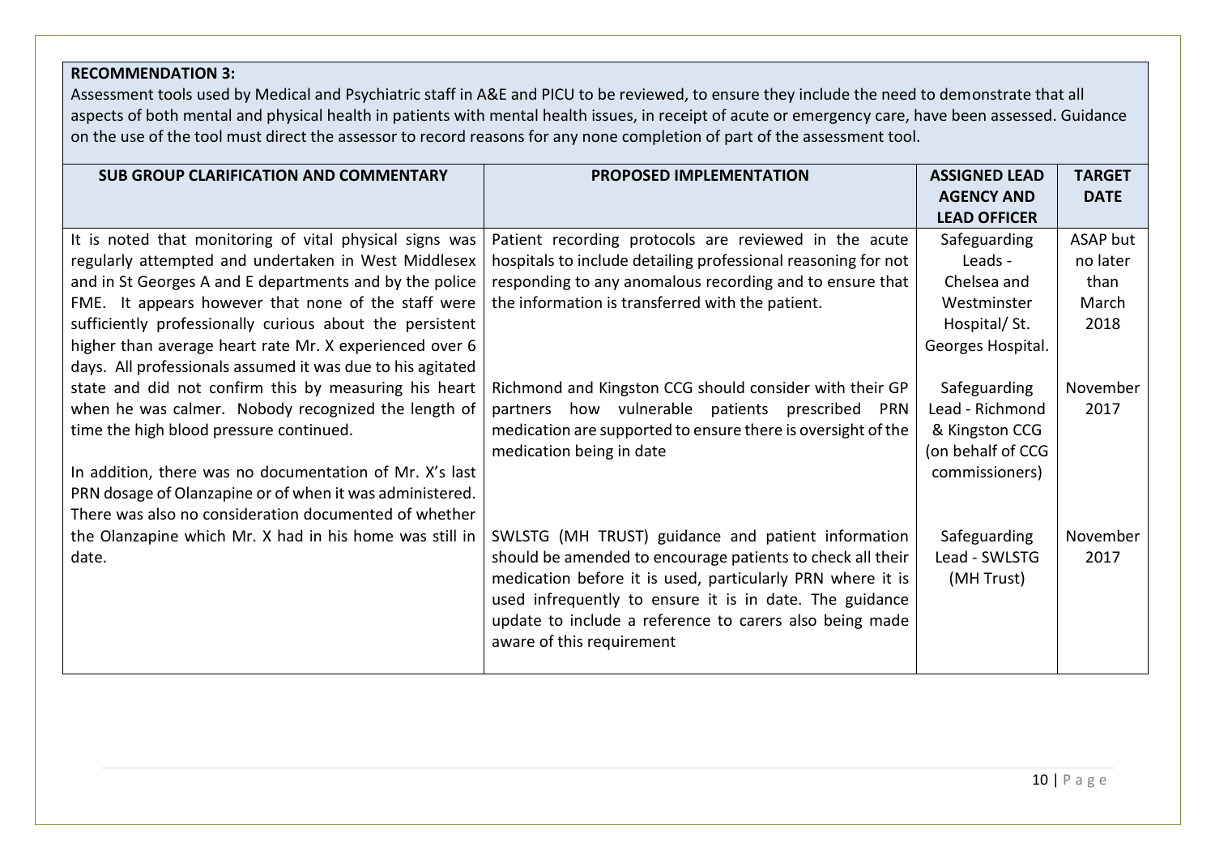**RECOMMENDATION 3:**
Assessment tools used by Medical and Psychiatric staff in A&E and PICU to be reviewed, to ensure they include the need to demonstrate that all aspects of both mental and physical health in patients with mental health issues, in receipt of acute or emergency care, have been assessed. Guidance on the use of the tool must direct the assessor to record reasons for any none completion of part of the assessment tool.

| SUB GROUP CLARIFICATION AND COMMENTARY | PROPOSED IMPLEMENTATION | ASSIGNED LEAD AGENCY AND LEAD OFFICER | TARGET DATE |
|---|---|---|---|
| It is noted that monitoring of vital physical signs was regularly attempted and undertaken in West Middlesex and in St Georges A and E departments and by the police FME. It appears however that none of the staff were sufficiently professionally curious about the persistent higher than average heart rate Mr. X experienced over 6 days. All professionals assumed it was due to his agitated state and did not confirm this by measuring his heart when he was calmer. Nobody recognized the length of time the high blood pressure continued.<br><br>In addition, there was no documentation of Mr. X's last PRN dosage of Olanzapine or of when it was administered. There was also no consideration documented of whether the Olanzapine which Mr. X had in his home was still in date. | Patient recording protocols are reviewed in the acute hospitals to include detailing professional reasoning for not responding to any anomalous recording and to ensure that the information is transferred with the patient. | Safeguarding Leads - Chelsea and Westminster Hospital/ St. Georges Hospital. | ASAP but no later than March 2018 |
| | Richmond and Kingston CCG should consider with their GP partners how vulnerable patients prescribed PRN medication are supported to ensure there is oversight of the medication being in date | Safeguarding Lead - Richmond & Kingston CCG (on behalf of CCG commissioners) | November 2017 |
| | SWLSTG (MH TRUST) guidance and patient information should be amended to encourage patients to check all their medication before it is used, particularly PRN where it is used infrequently to ensure it is in date. The guidance update to include a reference to carers also being made aware of this requirement | Safeguarding Lead - SWLSTG (MH Trust) | November 2017 |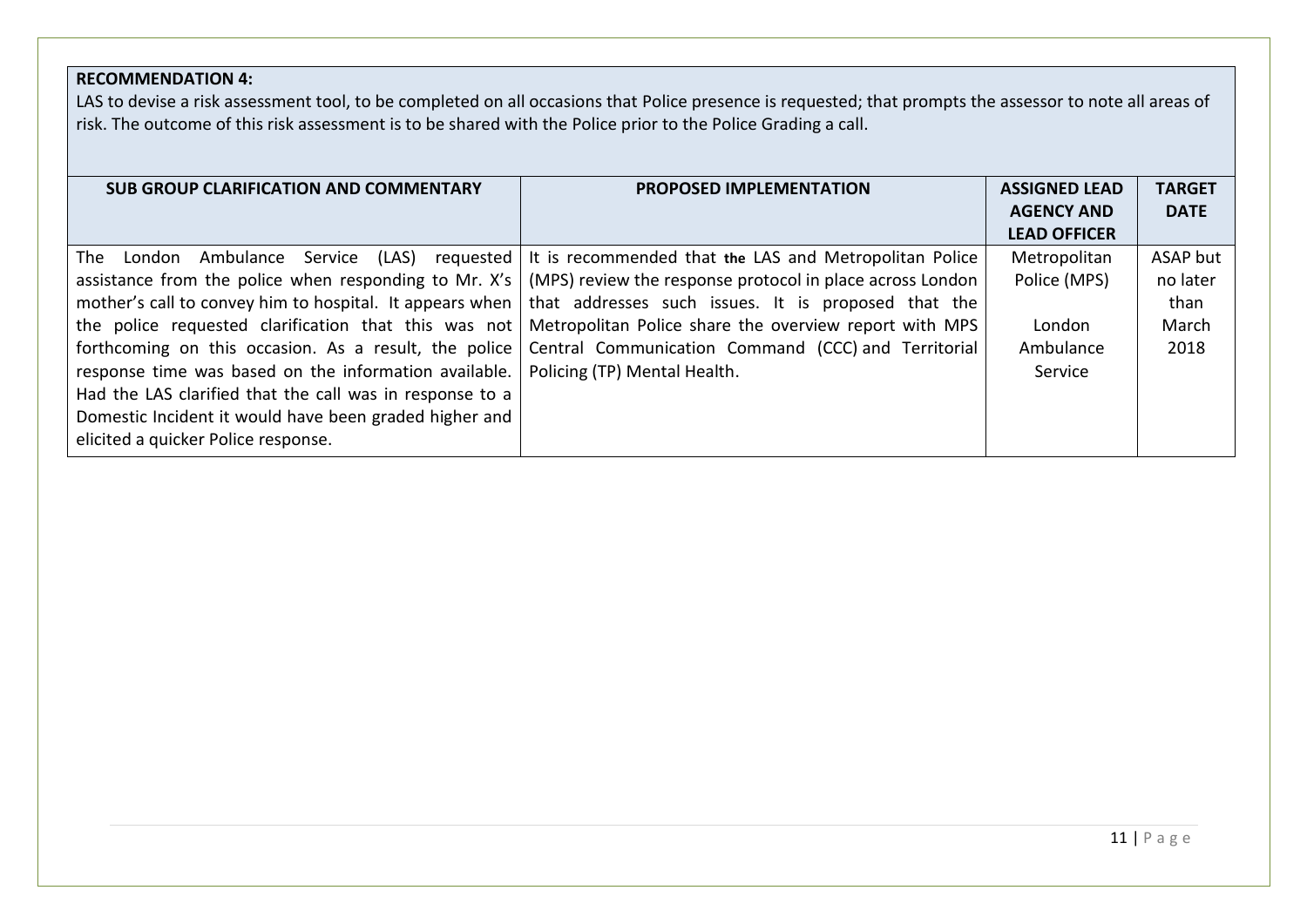**RECOMMENDATION 4:**
LAS to devise a risk assessment tool, to be completed on all occasions that Police presence is requested; that prompts the assessor to note all areas of risk. The outcome of this risk assessment is to be shared with the Police prior to the Police Grading a call.

| SUB GROUP CLARIFICATION AND COMMENTARY | PROPOSED IMPLEMENTATION | ASSIGNED LEAD AGENCY AND LEAD OFFICER | TARGET DATE |
|---|---|---|---|
| The London Ambulance Service (LAS) requested assistance from the police when responding to Mr. X's mother's call to convey him to hospital. It appears when the police requested clarification that this was not forthcoming on this occasion. As a result, the police response time was based on the information available. Had the LAS clarified that the call was in response to a Domestic Incident it would have been graded higher and elicited a quicker Police response. | It is recommended that **the** LAS and Metropolitan Police (MPS) review the response protocol in place across London that addresses such issues. It is proposed that the Metropolitan Police share the overview report with MPS Central Communication Command (CCC) and Territorial Policing (TP) Mental Health. | Metropolitan Police (MPS)<br><br>London Ambulance Service | ASAP but no later than March 2018 |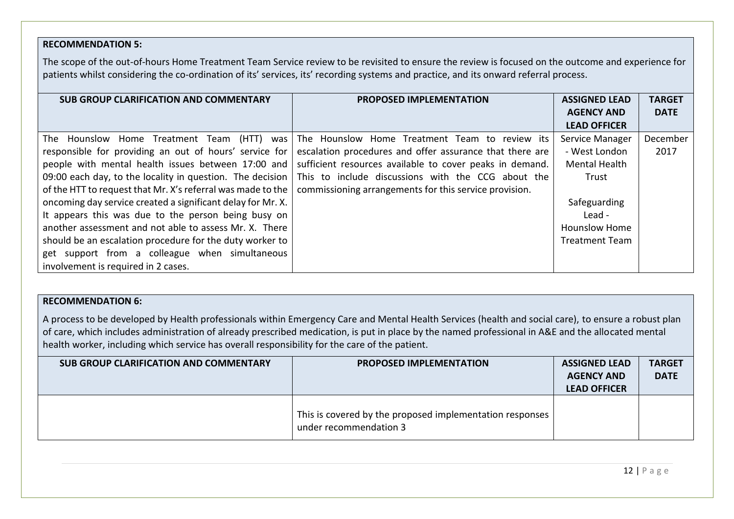**RECOMMENDATION 5:**

The scope of the out-of-hours Home Treatment Team Service review to be revisited to ensure the review is focused on the outcome and experience for patients whilst considering the co-ordination of its' services, its' recording systems and practice, and its onward referral process.

| SUB GROUP CLARIFICATION AND COMMENTARY | PROPOSED IMPLEMENTATION | ASSIGNED LEAD AGENCY AND LEAD OFFICER | TARGET DATE |
|---|---|---|---|
| The Hounslow Home Treatment Team (HTT) was responsible for providing an out of hours' service for people with mental health issues between 17:00 and 09:00 each day, to the locality in question. The decision of the HTT to request that Mr. X's referral was made to the oncoming day service created a significant delay for Mr. X. It appears this was due to the person being busy on another assessment and not able to assess Mr. X. There should be an escalation procedure for the duty worker to get support from a colleague when simultaneous involvement is required in 2 cases. | The Hounslow Home Treatment Team to review its escalation procedures and offer assurance that there are sufficient resources available to cover peaks in demand. This to include discussions with the CCG about the commissioning arrangements for this service provision. | Service Manager - West London Mental Health Trust<br><br>Safeguarding Lead - Hounslow Home Treatment Team | December 2017 |

**RECOMMENDATION 6:**

A process to be developed by Health professionals within Emergency Care and Mental Health Services (health and social care), to ensure a robust plan of care, which includes administration of already prescribed medication, is put in place by the named professional in A&E and the allocated mental health worker, including which service has overall responsibility for the care of the patient.

| SUB GROUP CLARIFICATION AND COMMENTARY | PROPOSED IMPLEMENTATION | ASSIGNED LEAD AGENCY AND LEAD OFFICER | TARGET DATE |
|---|---|---|---|
| | This is covered by the proposed implementation responses under recommendation 3 | | |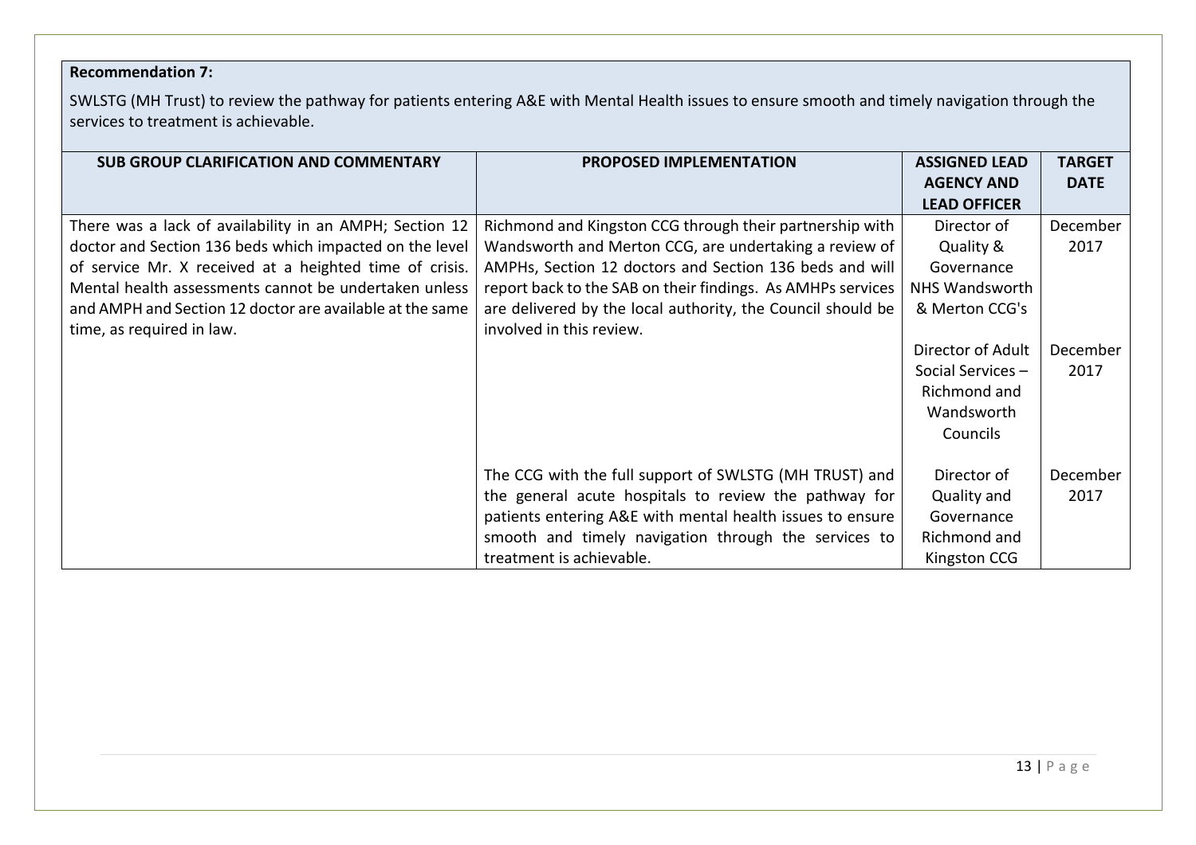**Recommendation 7:**

SWLSTG (MH Trust) to review the pathway for patients entering A&E with Mental Health issues to ensure smooth and timely navigation through the services to treatment is achievable.

| SUB GROUP CLARIFICATION AND COMMENTARY | PROPOSED IMPLEMENTATION | ASSIGNED LEAD AGENCY AND LEAD OFFICER | TARGET DATE |
|---|---|---|---|
| There was a lack of availability in an AMPH; Section 12 doctor and Section 136 beds which impacted on the level of service Mr. X received at a heighted time of crisis. Mental health assessments cannot be undertaken unless and AMPH and Section 12 doctor are available at the same time, as required in law. | Richmond and Kingston CCG through their partnership with Wandsworth and Merton CCG, are undertaking a review of AMPHs, Section 12 doctors and Section 136 beds and will report back to the SAB on their findings. As AMHPs services are delivered by the local authority, the Council should be involved in this review. | Director of Quality & Governance NHS Wandsworth & Merton CCG's | December 2017 |
| | | Director of Adult Social Services – Richmond and Wandsworth Councils | December 2017 |
| | The CCG with the full support of SWLSTG (MH TRUST) and the general acute hospitals to review the pathway for patients entering A&E with mental health issues to ensure smooth and timely navigation through the services to treatment is achievable. | Director of Quality and Governance Richmond and Kingston CCG | December 2017 |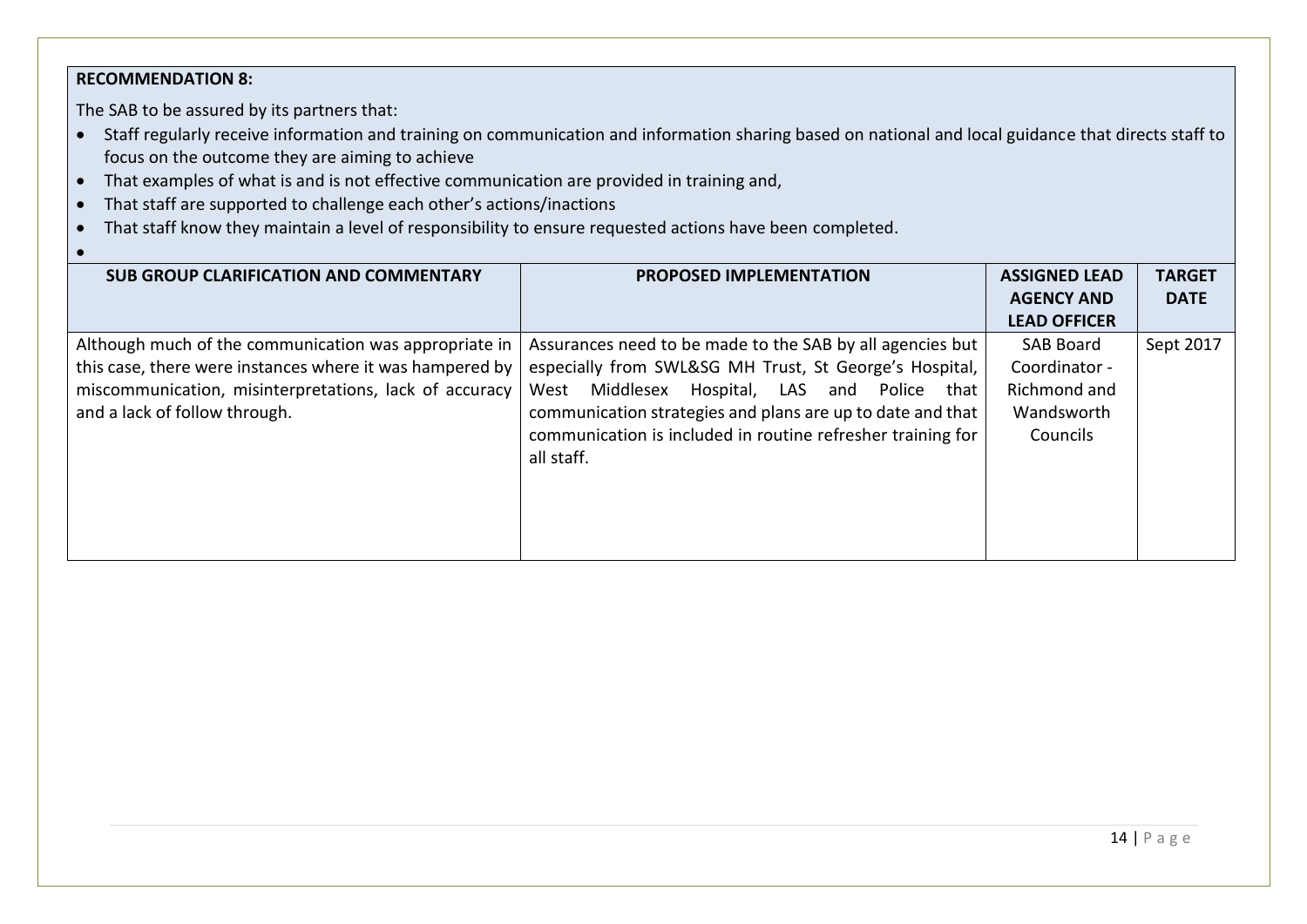**RECOMMENDATION 8:**

The SAB to be assured by its partners that:

- Staff regularly receive information and training on communication and information sharing based on national and local guidance that directs staff to focus on the outcome they are aiming to achieve
- That examples of what is and is not effective communication are provided in training and,
- That staff are supported to challenge each other's actions/inactions
- That staff know they maintain a level of responsibility to ensure requested actions have been completed.

| SUB GROUP CLARIFICATION AND COMMENTARY | PROPOSED IMPLEMENTATION | ASSIGNED LEAD AGENCY AND LEAD OFFICER | TARGET DATE |
|---|---|---|---|
| Although much of the communication was appropriate in this case, there were instances where it was hampered by miscommunication, misinterpretations, lack of accuracy and a lack of follow through. | Assurances need to be made to the SAB by all agencies but especially from SWL&SG MH Trust, St George's Hospital, West Middlesex Hospital, LAS and Police that communication strategies and plans are up to date and that communication is included in routine refresher training for all staff. | SAB Board Coordinator - Richmond and Wandsworth Councils | Sept 2017 |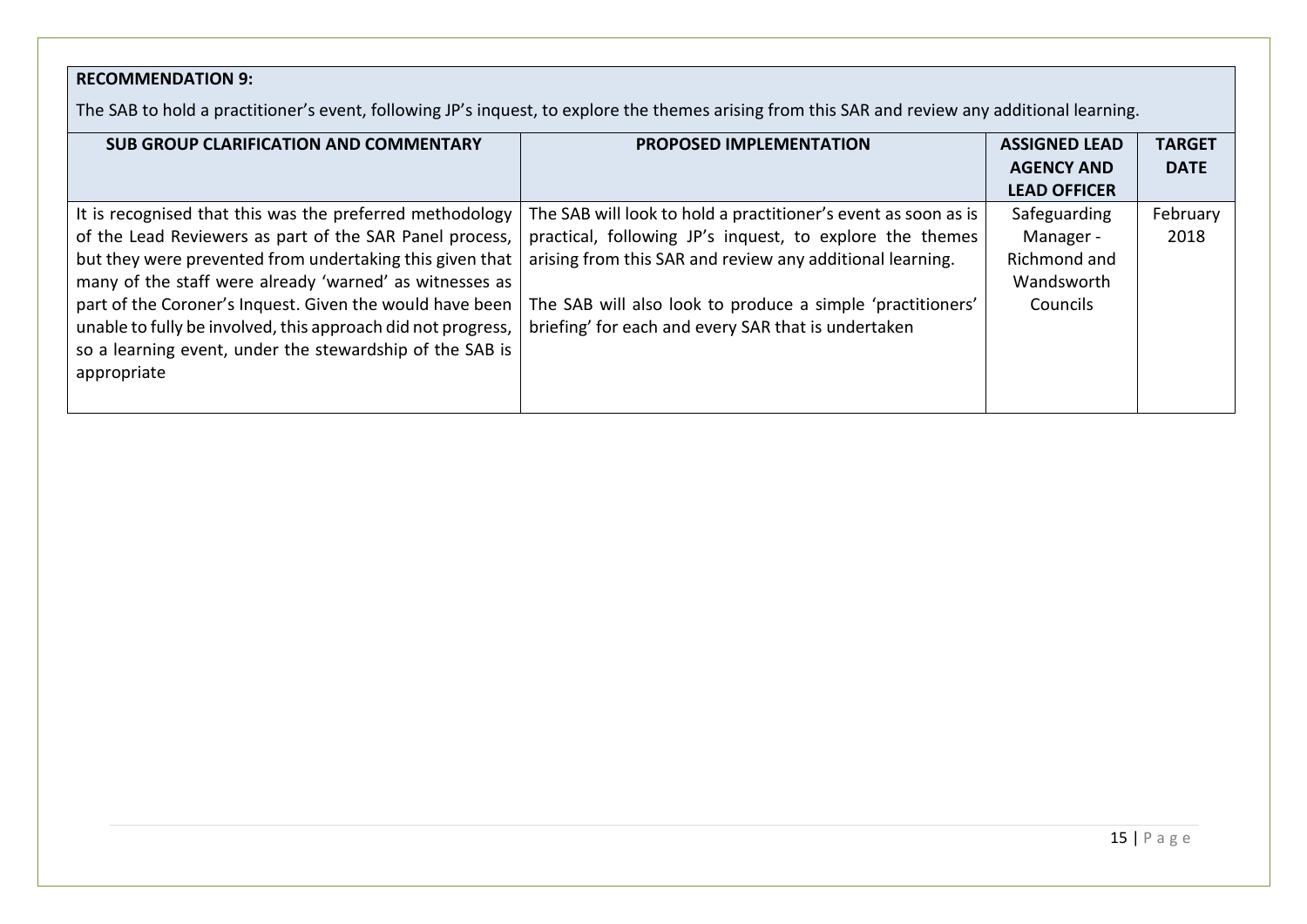**RECOMMENDATION 9:**

The SAB to hold a practitioner's event, following JP's inquest, to explore the themes arising from this SAR and review any additional learning.

| SUB GROUP CLARIFICATION AND COMMENTARY | PROPOSED IMPLEMENTATION | ASSIGNED LEAD AGENCY AND LEAD OFFICER | TARGET DATE |
|---|---|---|---|
| It is recognised that this was the preferred methodology of the Lead Reviewers as part of the SAR Panel process, but they were prevented from undertaking this given that many of the staff were already 'warned' as witnesses as part of the Coroner's Inquest. Given the would have been unable to fully be involved, this approach did not progress, so a learning event, under the stewardship of the SAB is appropriate | The SAB will look to hold a practitioner's event as soon as is practical, following JP's inquest, to explore the themes arising from this SAR and review any additional learning.<br><br>The SAB will also look to produce a simple 'practitioners' briefing' for each and every SAR that is undertaken | Safeguarding Manager - Richmond and Wandsworth Councils | February 2018 |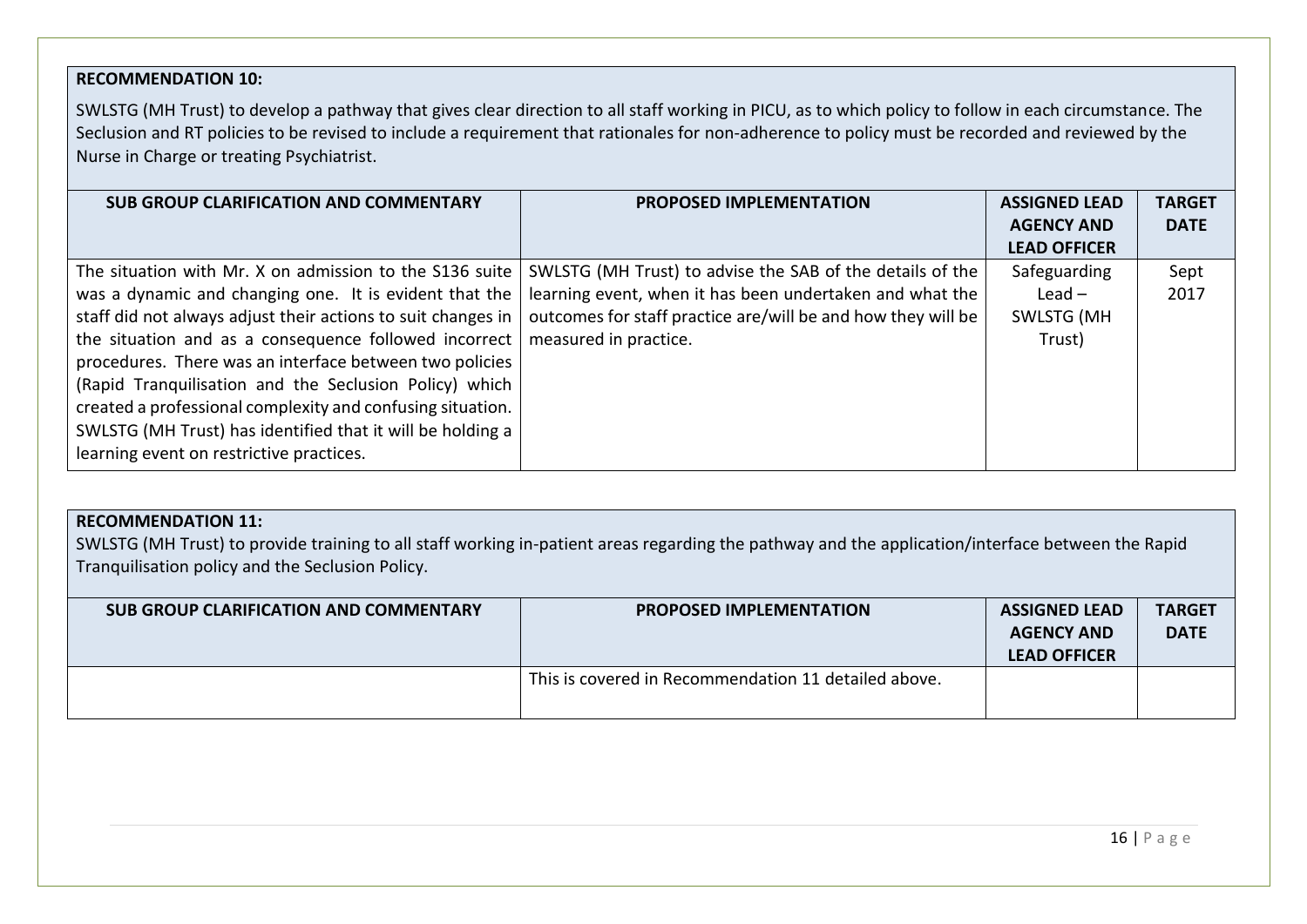**RECOMMENDATION 10:**

SWLSTG (MH Trust) to develop a pathway that gives clear direction to all staff working in PICU, as to which policy to follow in each circumstance. The Seclusion and RT policies to be revised to include a requirement that rationales for non-adherence to policy must be recorded and reviewed by the Nurse in Charge or treating Psychiatrist.

| SUB GROUP CLARIFICATION AND COMMENTARY | PROPOSED IMPLEMENTATION | ASSIGNED LEAD AGENCY AND LEAD OFFICER | TARGET DATE |
|---|---|---|---|
| The situation with Mr. X on admission to the S136 suite was a dynamic and changing one. It is evident that the staff did not always adjust their actions to suit changes in the situation and as a consequence followed incorrect procedures. There was an interface between two policies (Rapid Tranquilisation and the Seclusion Policy) which created a professional complexity and confusing situation. SWLSTG (MH Trust) has identified that it will be holding a learning event on restrictive practices. | SWLSTG (MH Trust) to advise the SAB of the details of the learning event, when it has been undertaken and what the outcomes for staff practice are/will be and how they will be measured in practice. | Safeguarding Lead – SWLSTG (MH Trust) | Sept 2017 |

**RECOMMENDATION 11:**

SWLSTG (MH Trust) to provide training to all staff working in-patient areas regarding the pathway and the application/interface between the Rapid Tranquilisation policy and the Seclusion Policy.

| SUB GROUP CLARIFICATION AND COMMENTARY | PROPOSED IMPLEMENTATION | ASSIGNED LEAD AGENCY AND LEAD OFFICER | TARGET DATE |
|---|---|---|---|
| | This is covered in Recommendation 11 detailed above. | | |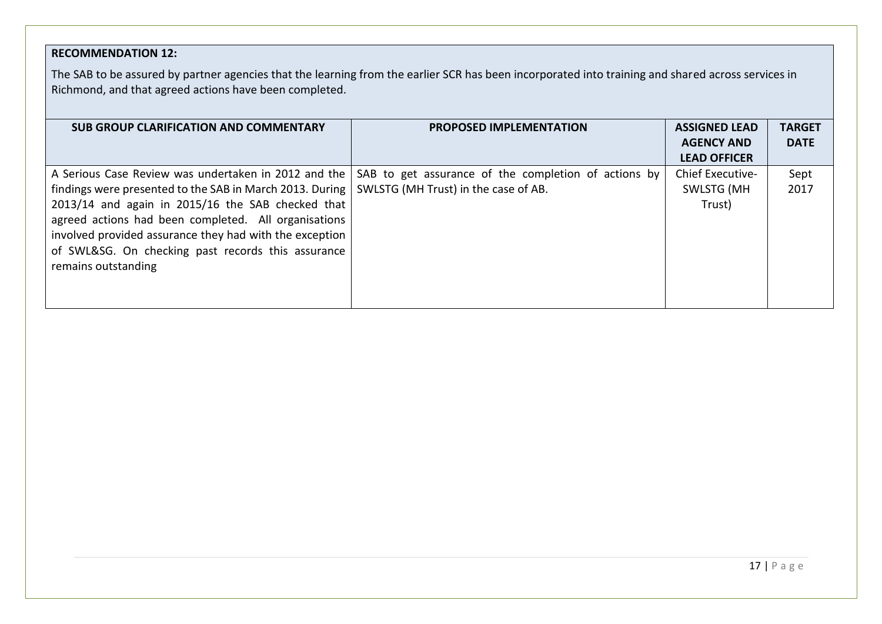**RECOMMENDATION 12:**

The SAB to be assured by partner agencies that the learning from the earlier SCR has been incorporated into training and shared across services in Richmond, and that agreed actions have been completed.

| SUB GROUP CLARIFICATION AND COMMENTARY | PROPOSED IMPLEMENTATION | ASSIGNED LEAD AGENCY AND LEAD OFFICER | TARGET DATE |
|---|---|---|---|
| A Serious Case Review was undertaken in 2012 and the findings were presented to the SAB in March 2013. During 2013/14 and again in 2015/16 the SAB checked that agreed actions had been completed. All organisations involved provided assurance they had with the exception of SWL&SG. On checking past records this assurance remains outstanding | SAB to get assurance of the completion of actions by SWLSTG (MH Trust) in the case of AB. | Chief Executive- SWLSTG (MH Trust) | Sept 2017 |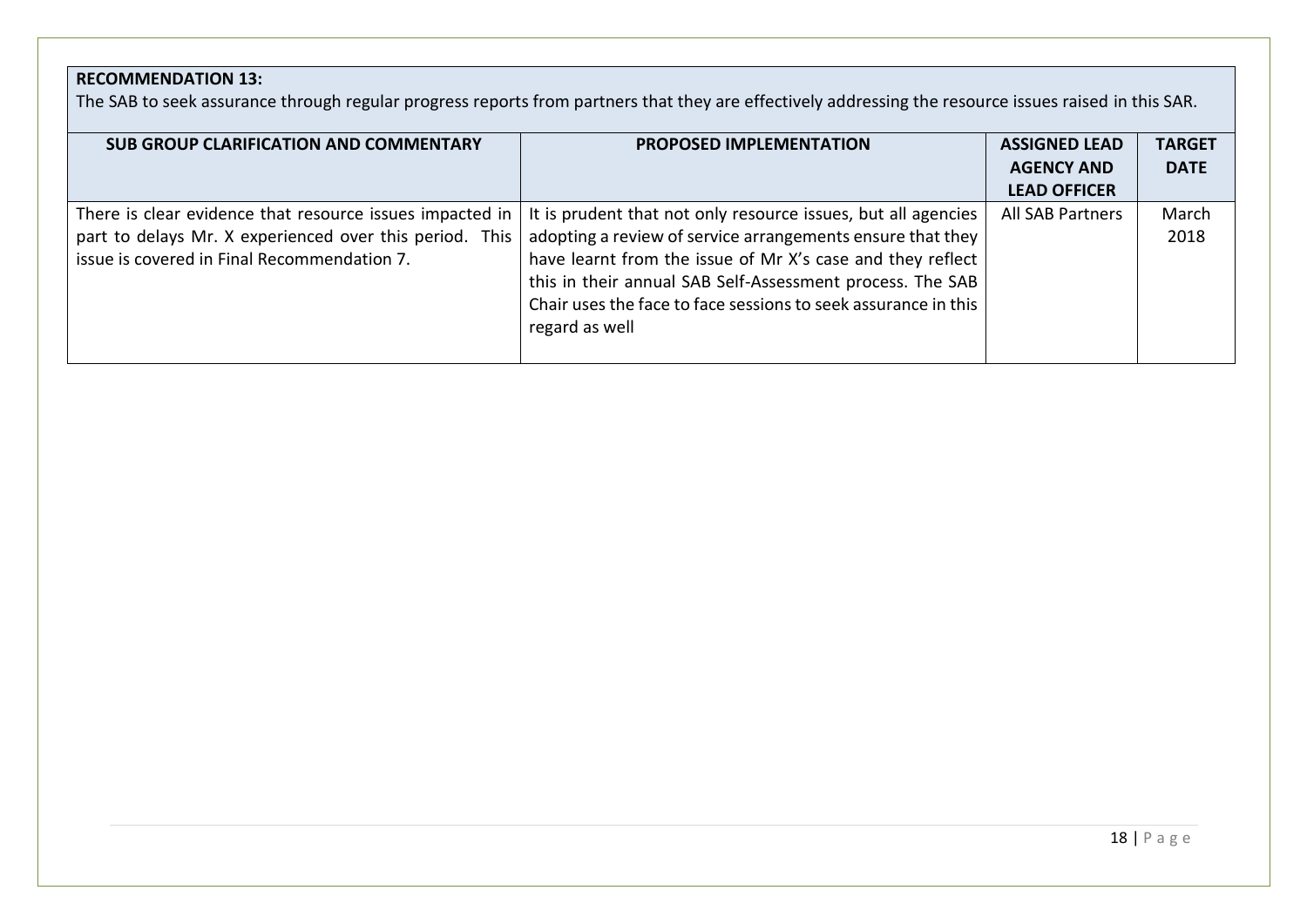**RECOMMENDATION 13:**
The SAB to seek assurance through regular progress reports from partners that they are effectively addressing the resource issues raised in this SAR.

| SUB GROUP CLARIFICATION AND COMMENTARY | PROPOSED IMPLEMENTATION | ASSIGNED LEAD AGENCY AND LEAD OFFICER | TARGET DATE |
|---|---|---|---|
| There is clear evidence that resource issues impacted in part to delays Mr. X experienced over this period. This issue is covered in Final Recommendation 7. | It is prudent that not only resource issues, but all agencies adopting a review of service arrangements ensure that they have learnt from the issue of Mr X's case and they reflect this in their annual SAB Self-Assessment process. The SAB Chair uses the face to face sessions to seek assurance in this regard as well | All SAB Partners | March 2018 |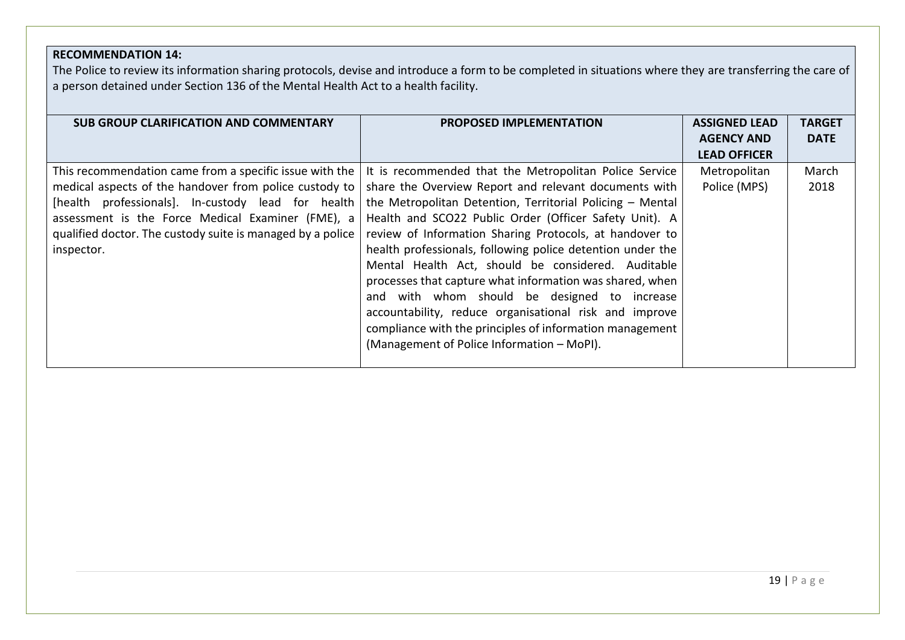**RECOMMENDATION 14:**
The Police to review its information sharing protocols, devise and introduce a form to be completed in situations where they are transferring the care of a person detained under Section 136 of the Mental Health Act to a health facility.

| SUB GROUP CLARIFICATION AND COMMENTARY | PROPOSED IMPLEMENTATION | ASSIGNED LEAD AGENCY AND LEAD OFFICER | TARGET DATE |
| --- | --- | --- | --- |
| This recommendation came from a specific issue with the medical aspects of the handover from police custody to [health professionals]. In-custody lead for health assessment is the Force Medical Examiner (FME), a qualified doctor. The custody suite is managed by a police inspector. | It is recommended that the Metropolitan Police Service share the Overview Report and relevant documents with the Metropolitan Detention, Territorial Policing – Mental Health and SCO22 Public Order (Officer Safety Unit). A review of Information Sharing Protocols, at handover to health professionals, following police detention under the Mental Health Act, should be considered. Auditable processes that capture what information was shared, when and with whom should be designed to increase accountability, reduce organisational risk and improve compliance with the principles of information management (Management of Police Information – MoPI). | Metropolitan Police (MPS) | March 2018 |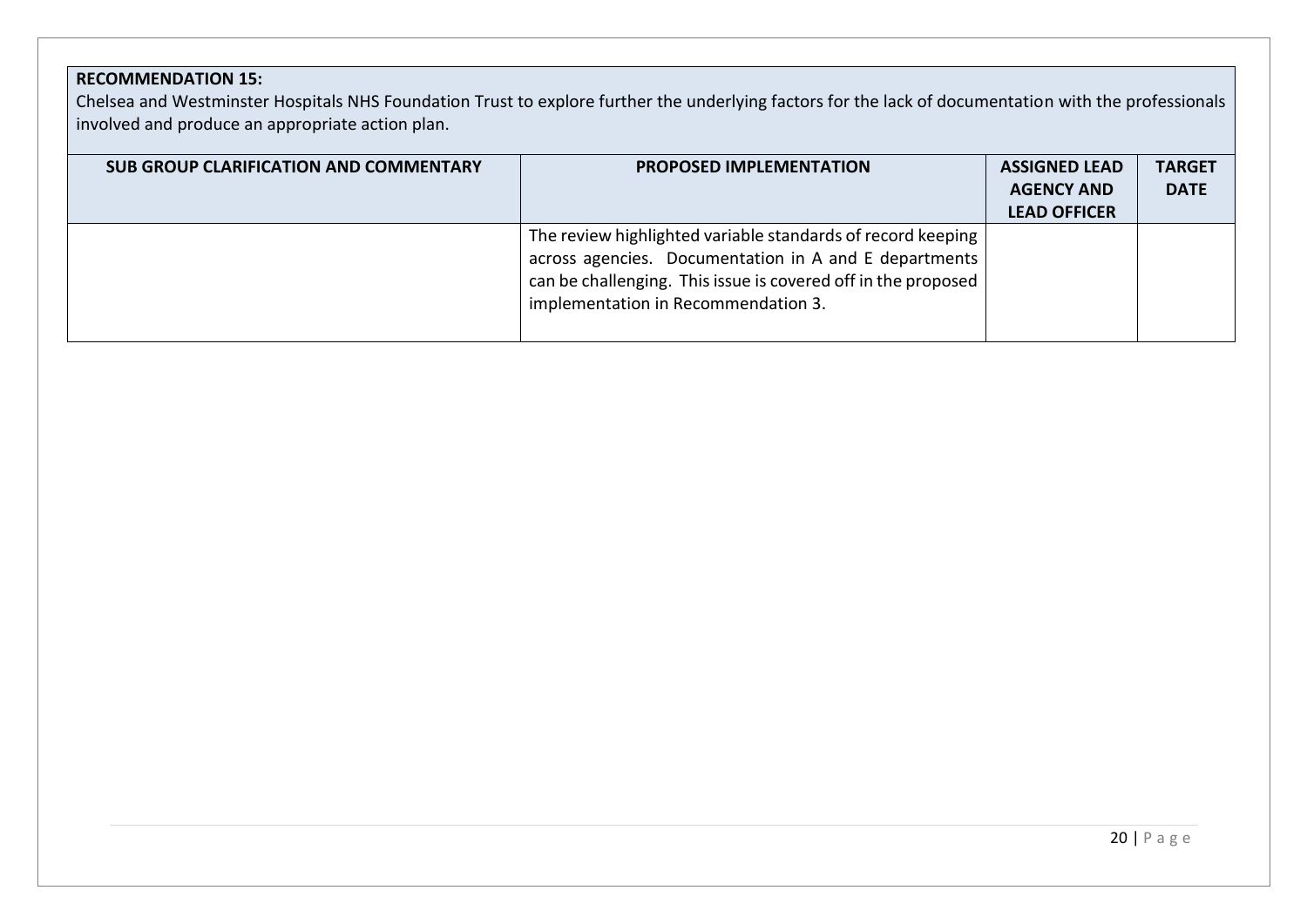**RECOMMENDATION 15:**
Chelsea and Westminster Hospitals NHS Foundation Trust to explore further the underlying factors for the lack of documentation with the professionals involved and produce an appropriate action plan.

| SUB GROUP CLARIFICATION AND COMMENTARY | PROPOSED IMPLEMENTATION | ASSIGNED LEAD AGENCY AND LEAD OFFICER | TARGET DATE |
|---|---|---|---|
| | The review highlighted variable standards of record keeping across agencies. Documentation in A and E departments can be challenging. This issue is covered off in the proposed implementation in Recommendation 3. | | |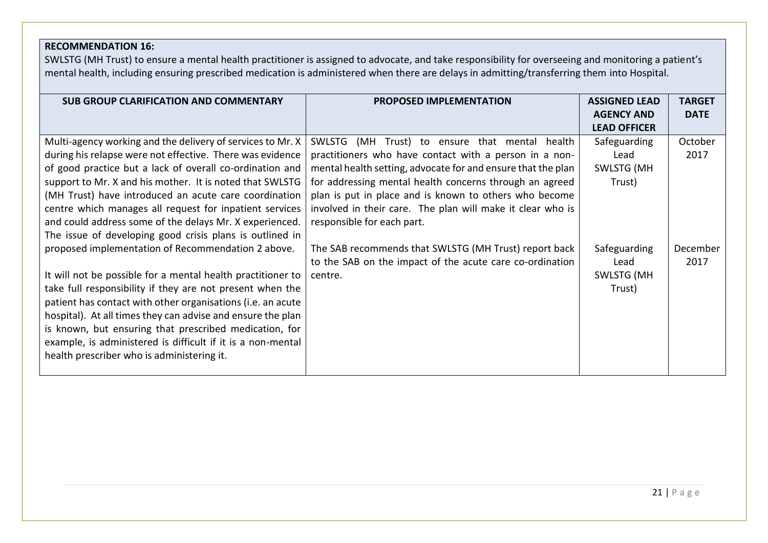**RECOMMENDATION 16:**
SWLSTG (MH Trust) to ensure a mental health practitioner is assigned to advocate, and take responsibility for overseeing and monitoring a patient's mental health, including ensuring prescribed medication is administered when there are delays in admitting/transferring them into Hospital.

| SUB GROUP CLARIFICATION AND COMMENTARY | PROPOSED IMPLEMENTATION | ASSIGNED LEAD AGENCY AND LEAD OFFICER | TARGET DATE |
|---|---|---|---|
| Multi-agency working and the delivery of services to Mr. X during his relapse were not effective. There was evidence of good practice but a lack of overall co-ordination and support to Mr. X and his mother. It is noted that SWLSTG (MH Trust) have introduced an acute care coordination centre which manages all request for inpatient services and could address some of the delays Mr. X experienced. The issue of developing good crisis plans is outlined in proposed implementation of Recommendation 2 above.<br><br>It will not be possible for a mental health practitioner to take full responsibility if they are not present when the patient has contact with other organisations (i.e. an acute hospital). At all times they can advise and ensure the plan is known, but ensuring that prescribed medication, for example, is administered is difficult if it is a non-mental health prescriber who is administering it. | SWLSTG (MH Trust) to ensure that mental health practitioners who have contact with a person in a non-mental health setting, advocate for and ensure that the plan for addressing mental health concerns through an agreed plan is put in place and is known to others who become involved in their care. The plan will make it clear who is responsible for each part.<br><br>The SAB recommends that SWLSTG (MH Trust) report back to the SAB on the impact of the acute care co-ordination centre. | Safeguarding Lead SWLSTG (MH Trust)<br><br>Safeguarding Lead SWLSTG (MH Trust) | October 2017<br><br>December 2017 |